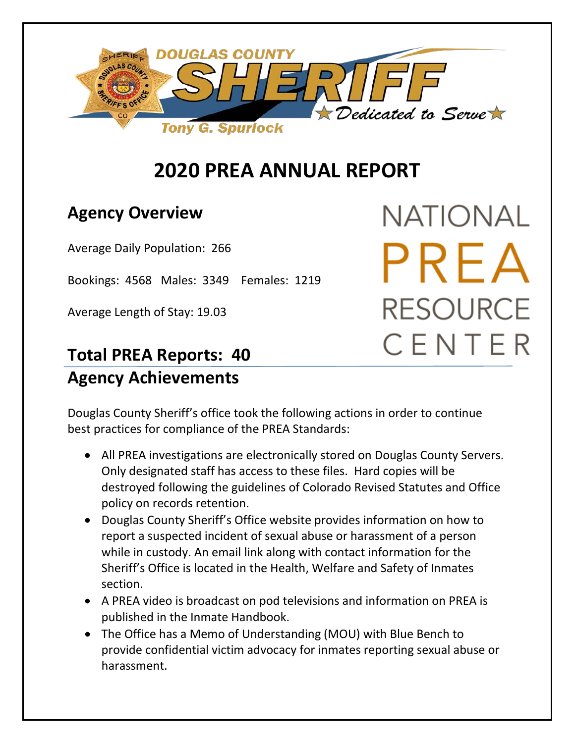DOUGLAS COUNTY SHERIFF ★Dedicated to Serve★

Tony G. Spurlock

# 2020 PREA ANNUAL REPORT

NATIONAL PREA RESOURCE CENTER

## Agency Overview

Average Daily Population: 266

Bookings: 4568 Males: 3349 Females: 1219

Average Length of Stay: 19.03

## Total PREA Reports: 40

## Agency Achievements

Douglas County Sheriff's office took the following actions in order to continue best practices for compliance of the PREA Standards:

- All PREA investigations are electronically stored on Douglas County Servers. Only designated staff has access to these files. Hard copies will be destroyed following the guidelines of Colorado Revised Statutes and Office policy on records retention.
- Douglas County Sheriff's Office website provides information on how to report a suspected incident of sexual abuse or harassment of a person while in custody. An email link along with contact information for the Sheriff's Office is located in the Health, Welfare and Safety of Inmates section.
- A PREA video is broadcast on pod televisions and information on PREA is published in the Inmate Handbook.
- The Office has a Memo of Understanding (MOU) with Blue Bench to provide confidential victim advocacy for inmates reporting sexual abuse or harassment.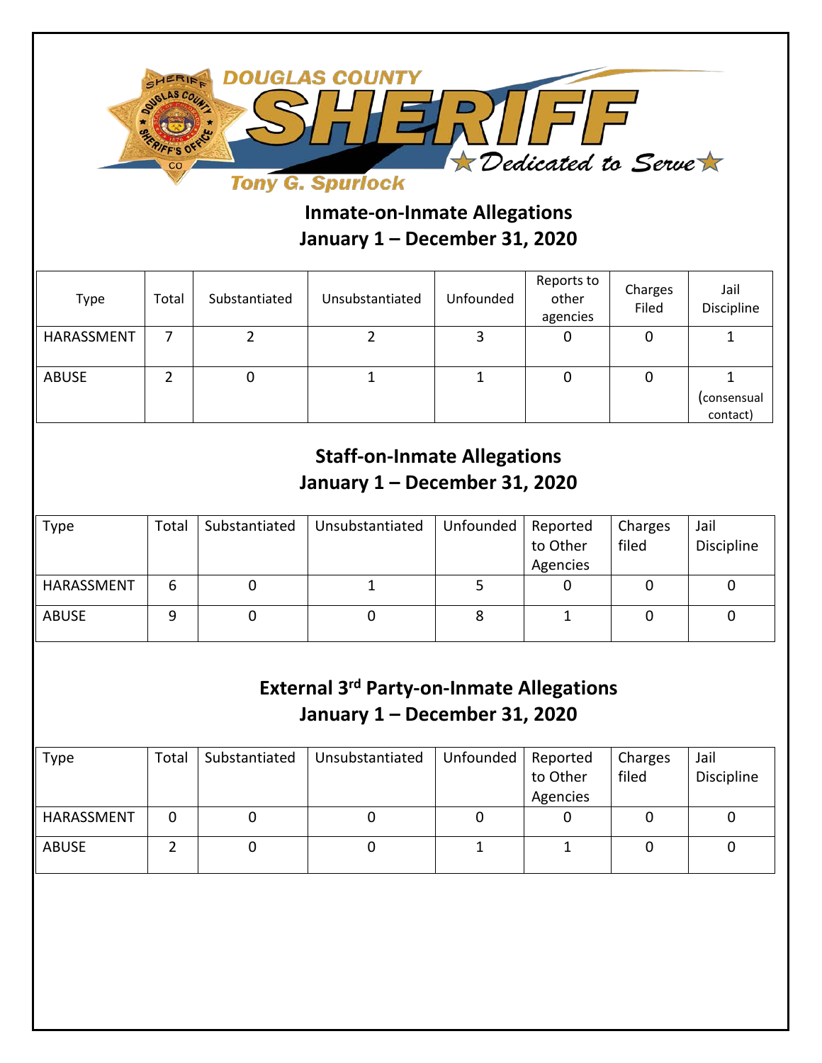DOUGLAS COUNTY SHERIFF

*Dedicated to Serve*

Tony G. Spurlock

## Inmate-on-Inmate Allegations
## January 1 – December 31, 2020

| Type | Total | Substantiated | Unsubstantiated | Unfounded | Reports to other agencies | Charges Filed | Jail Discipline |
|---|---|---|---|---|---|---|---|
| HARASSMENT | 7 | 2 | 2 | 3 | 0 | 0 | 1 |
| ABUSE | 2 | 0 | 1 | 1 | 0 | 0 | 1 (consensual contact) |

## Staff-on-Inmate Allegations
## January 1 – December 31, 2020

| Type | Total | Substantiated | Unsubstantiated | Unfounded | Reported to Other Agencies | Charges filed | Jail Discipline |
|---|---|---|---|---|---|---|---|
| HARASSMENT | 6 | 0 | 1 | 5 | 0 | 0 | 0 |
| ABUSE | 9 | 0 | 0 | 8 | 1 | 0 | 0 |

## External 3rd Party-on-Inmate Allegations
## January 1 – December 31, 2020

| Type | Total | Substantiated | Unsubstantiated | Unfounded | Reported to Other Agencies | Charges filed | Jail Discipline |
|---|---|---|---|---|---|---|---|
| HARASSMENT | 0 | 0 | 0 | 0 | 0 | 0 | 0 |
| ABUSE | 2 | 0 | 0 | 1 | 1 | 0 | 0 |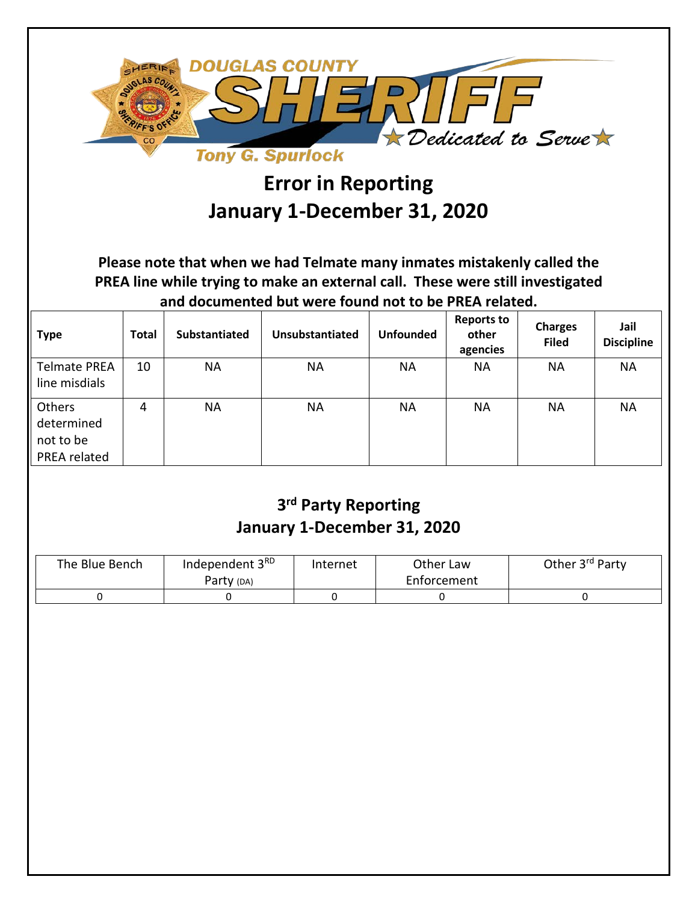DOUGLAS COUNTY

SHERIFF

★Dedicated to Serve★

Tony G. Spurlock

# Error in Reporting
# January 1-December 31, 2020

**Please note that when we had Telmate many inmates mistakenly called the PREA line while trying to make an external call. These were still investigated and documented but were found not to be PREA related.**

| Type | Total | Substantiated | Unsubstantiated | Unfounded | Reports to other agencies | Charges Filed | Jail Discipline |
|---|---|---|---|---|---|---|---|
| Telmate PREA line misdials | 10 | NA | NA | NA | NA | NA | NA |
| Others determined not to be PREA related | 4 | NA | NA | NA | NA | NA | NA |

## 3rd Party Reporting
## January 1-December 31, 2020

| The Blue Bench | Independent 3RD Party (DA) | Internet | Other Law Enforcement | Other 3rd Party |
|---|---|---|---|---|
| 0 | 0 | 0 | 0 | 0 |